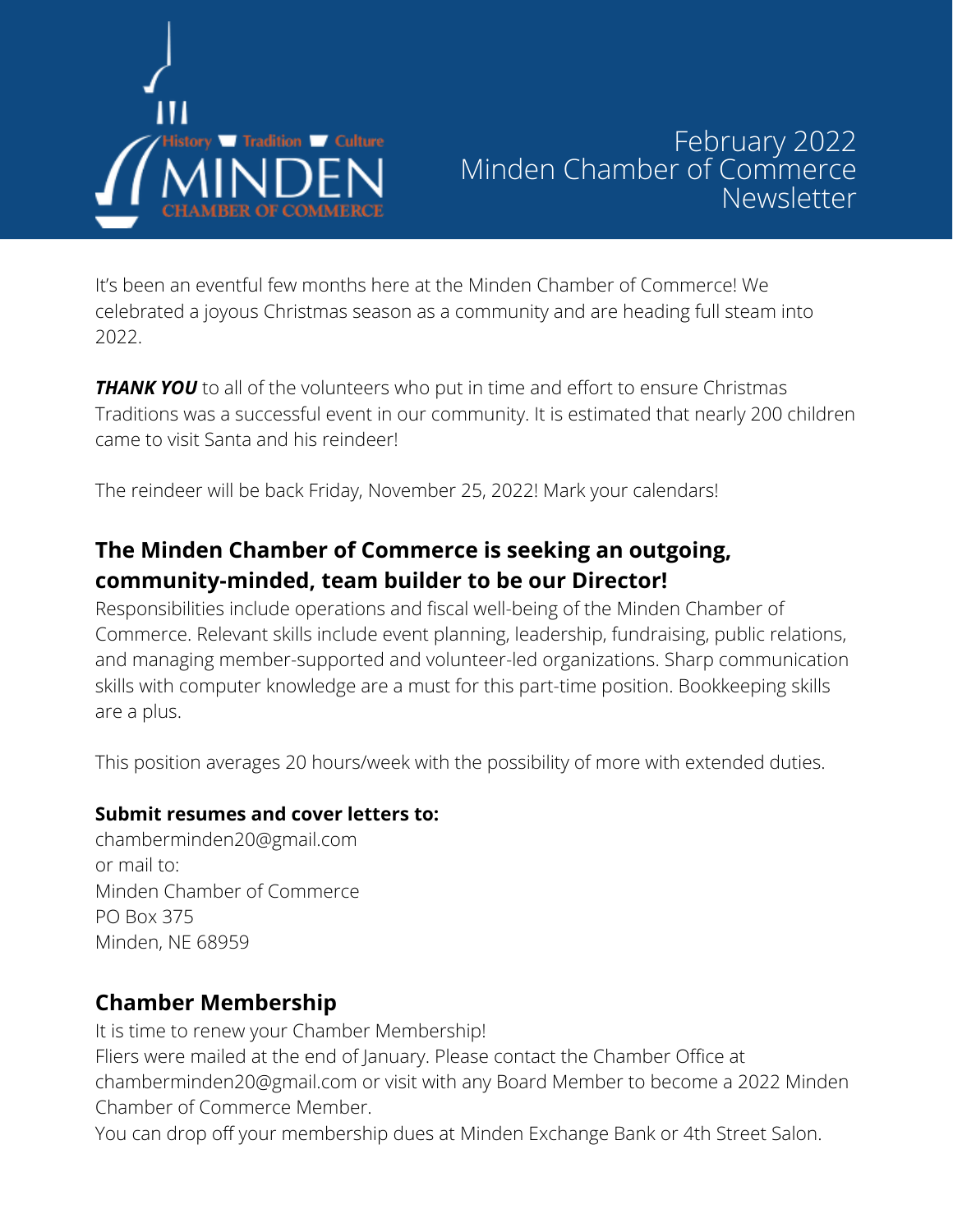History • Tradition • Culture
MINDEN
CHAMBER OF COMMERCE

# February 2022 Minden Chamber of Commerce Newsletter

It's been an eventful few months here at the Minden Chamber of Commerce! We celebrated a joyous Christmas season as a community and are heading full steam into 2022.

***THANK YOU*** to all of the volunteers who put in time and effort to ensure Christmas Traditions was a successful event in our community. It is estimated that nearly 200 children came to visit Santa and his reindeer!

The reindeer will be back Friday, November 25, 2022! Mark your calendars!

## The Minden Chamber of Commerce is seeking an outgoing, community-minded, team builder to be our Director!

Responsibilities include operations and fiscal well-being of the Minden Chamber of Commerce. Relevant skills include event planning, leadership, fundraising, public relations, and managing member-supported and volunteer-led organizations. Sharp communication skills with computer knowledge are a must for this part-time position. Bookkeeping skills are a plus.

This position averages 20 hours/week with the possibility of more with extended duties.

**Submit resumes and cover letters to:**
chamberminden20@gmail.com
or mail to:
Minden Chamber of Commerce
PO Box 375
Minden, NE 68959

## Chamber Membership

It is time to renew your Chamber Membership!
Fliers were mailed at the end of January. Please contact the Chamber Office at chamberminden20@gmail.com or visit with any Board Member to become a 2022 Minden Chamber of Commerce Member.
You can drop off your membership dues at Minden Exchange Bank or 4th Street Salon.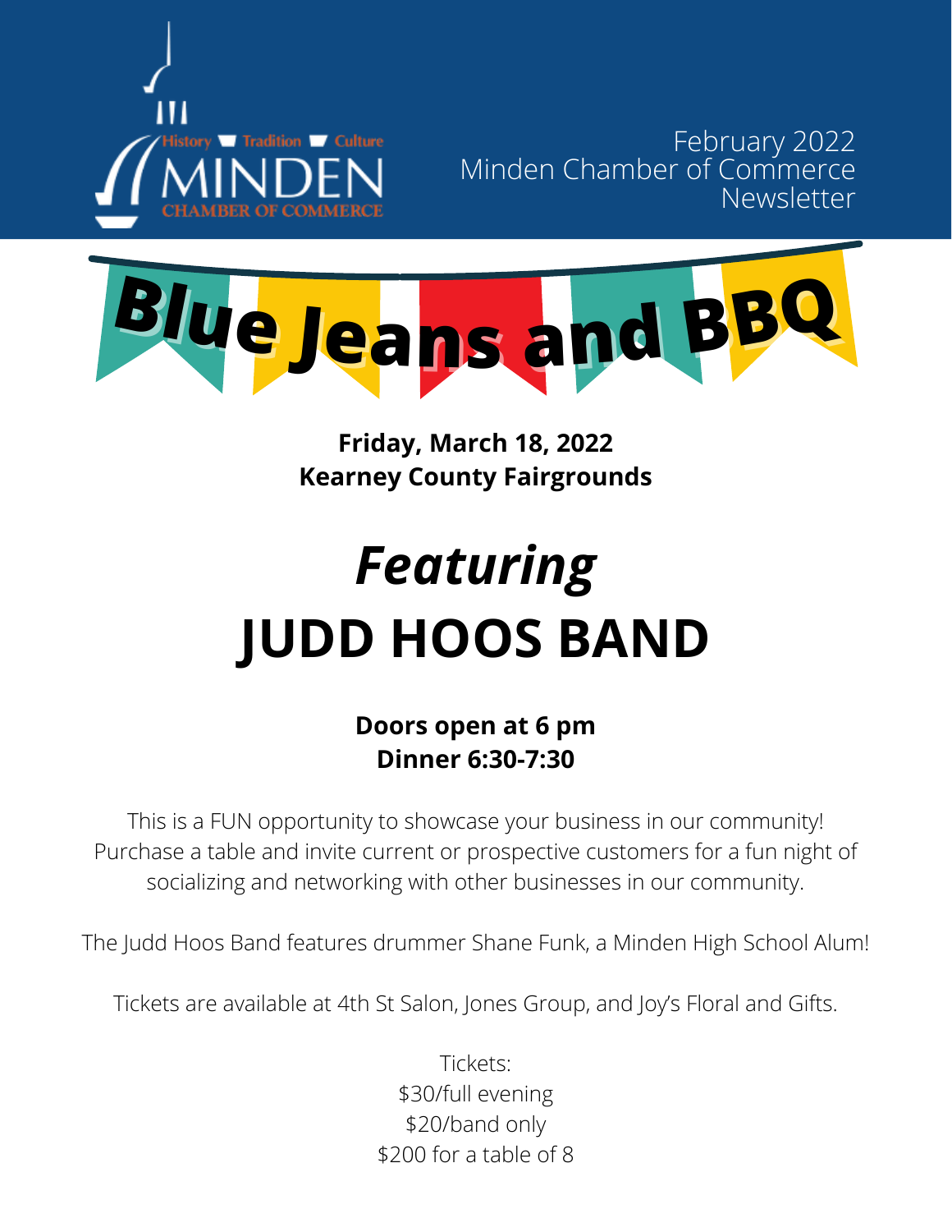February 2022
Minden Chamber of Commerce
Newsletter

# Blue Jeans and BBQ

**Friday, March 18, 2022**
**Kearney County Fairgrounds**

## *Featuring*
## JUDD HOOS BAND

**Doors open at 6 pm**
**Dinner 6:30-7:30**

This is a FUN opportunity to showcase your business in our community! Purchase a table and invite current or prospective customers for a fun night of socializing and networking with other businesses in our community.

The Judd Hoos Band features drummer Shane Funk, a Minden High School Alum!

Tickets are available at 4th St Salon, Jones Group, and Joy's Floral and Gifts.

Tickets:
$30/full evening
$20/band only
$200 for a table of 8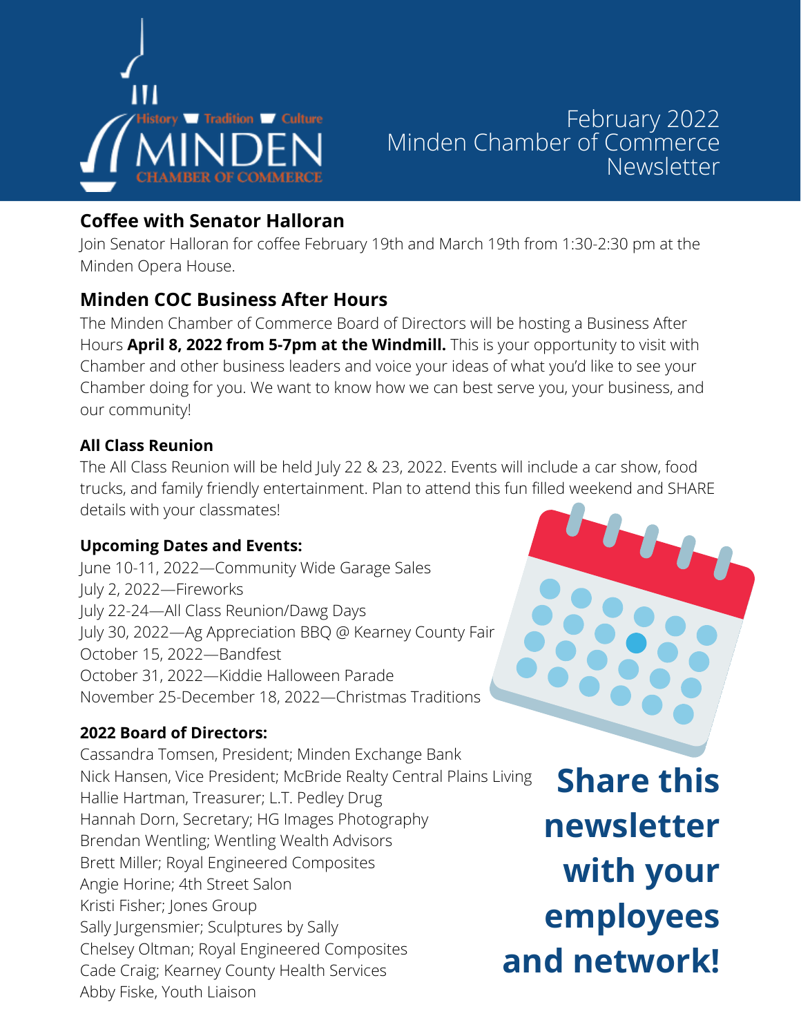February 2022
Minden Chamber of Commerce
Newsletter

## Coffee with Senator Halloran

Join Senator Halloran for coffee February 19th and March 19th from 1:30-2:30 pm at the Minden Opera House.

## Minden COC Business After Hours

The Minden Chamber of Commerce Board of Directors will be hosting a Business After Hours **April 8, 2022 from 5-7pm at the Windmill.** This is your opportunity to visit with Chamber and other business leaders and voice your ideas of what you'd like to see your Chamber doing for you. We want to know how we can best serve you, your business, and our community!

### All Class Reunion

The All Class Reunion will be held July 22 & 23, 2022. Events will include a car show, food trucks, and family friendly entertainment. Plan to attend this fun filled weekend and SHARE details with your classmates!

### Upcoming Dates and Events:

June 10-11, 2022—Community Wide Garage Sales
July 2, 2022—Fireworks
July 22-24—All Class Reunion/Dawg Days
July 30, 2022—Ag Appreciation BBQ @ Kearney County Fair
October 15, 2022—Bandfest
October 31, 2022—Kiddie Halloween Parade
November 25-December 18, 2022—Christmas Traditions

### 2022 Board of Directors:

Cassandra Tomsen, President; Minden Exchange Bank
Nick Hansen, Vice President; McBride Realty Central Plains Living
Hallie Hartman, Treasurer; L.T. Pedley Drug
Hannah Dorn, Secretary; HG Images Photography
Brendan Wentling; Wentling Wealth Advisors
Brett Miller; Royal Engineered Composites
Angie Horine; 4th Street Salon
Kristi Fisher; Jones Group
Sally Jurgensmier; Sculptures by Sally
Chelsey Oltman; Royal Engineered Composites
Cade Craig; Kearney County Health Services
Abby Fiske, Youth Liaison

**Share this newsletter with your employees and network!**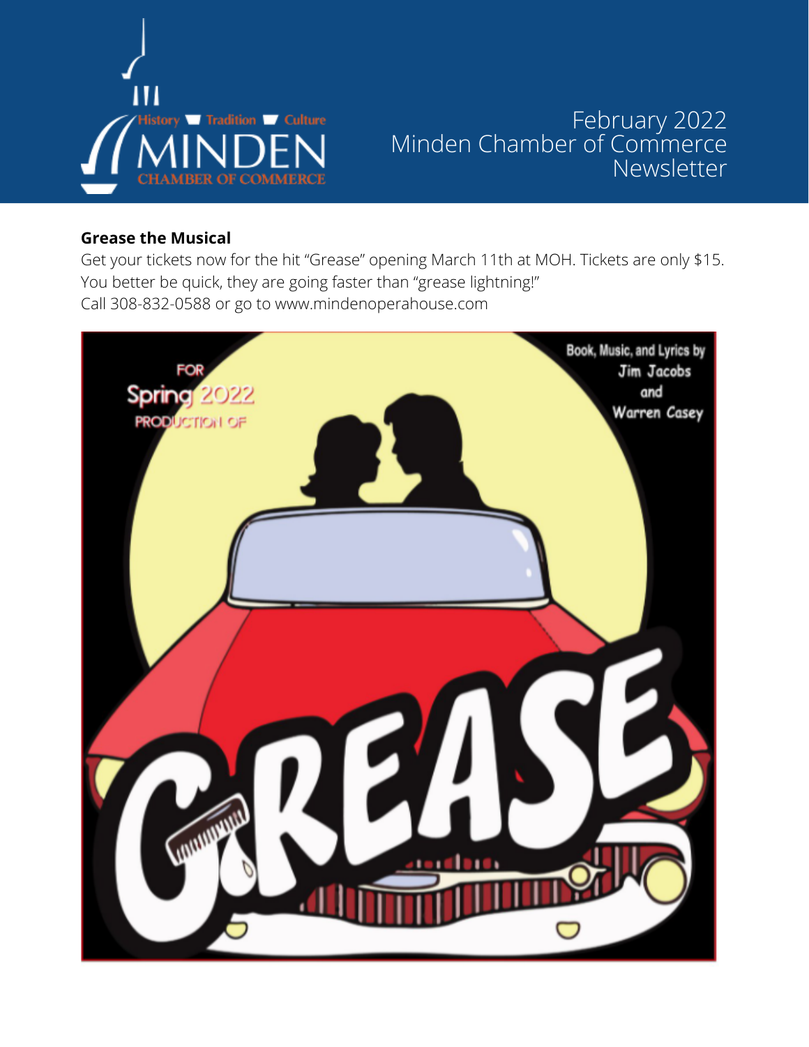February 2022
Minden Chamber of Commerce
Newsletter

**Grease the Musical**

Get your tickets now for the hit "Grease" opening March 11th at MOH. Tickets are only $15. You better be quick, they are going faster than "grease lightning!"
Call 308-832-0588 or go to www.mindenoperahouse.com

FOR
Spring 2022
PRODUCTION OF

Book, Music, and Lyrics by
Jim Jacobs
and
Warren Casey

GREASE